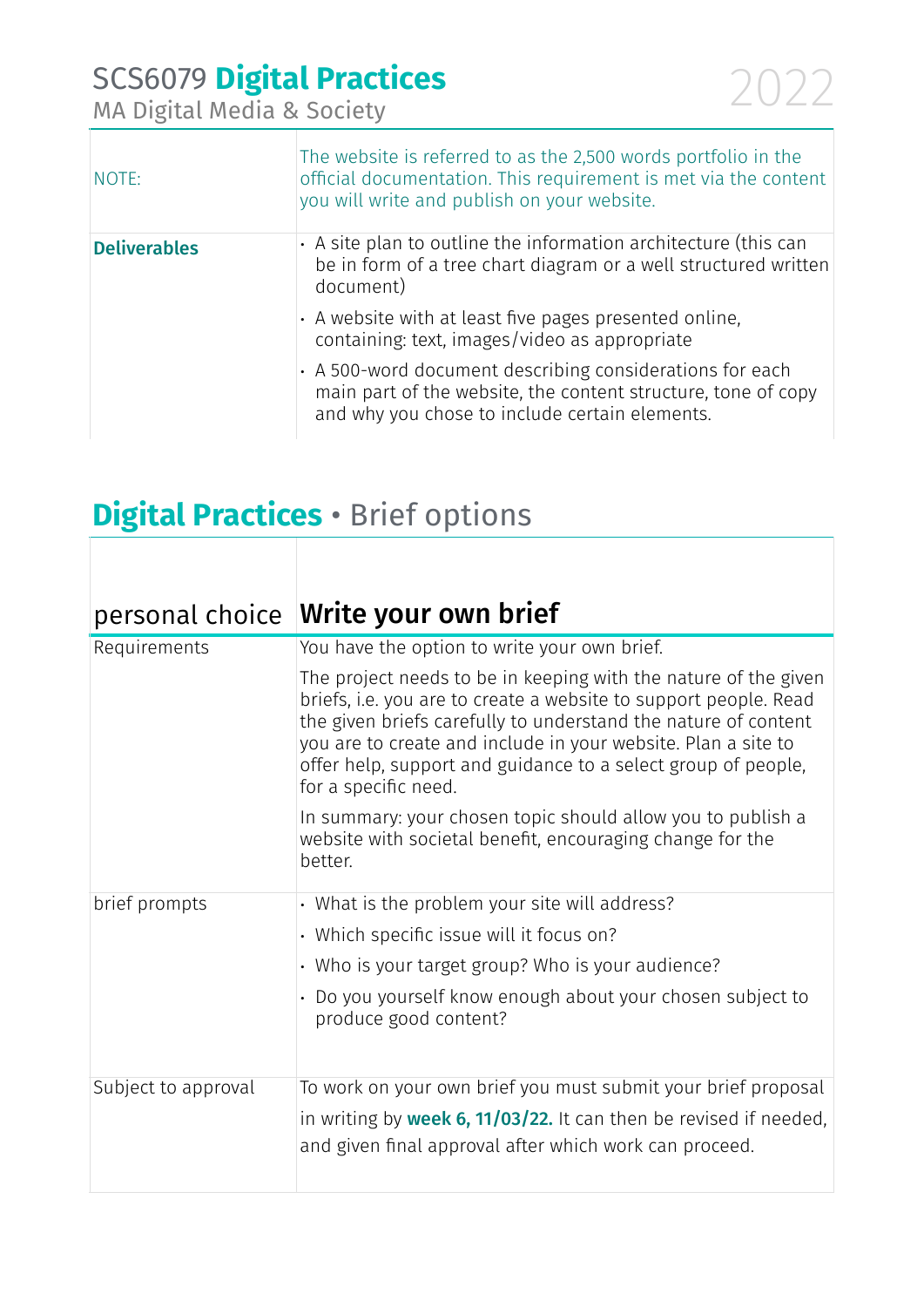# SCS6079 **Digital Practices**

MA Digital Media & Society

2022

| | |
|---|---|
| NOTE: | The website is referred to as the 2,500 words portfolio in the official documentation. This requirement is met via the content you will write and publish on your website. |
| **Deliverables** | • A site plan to outline the information architecture (this can be in form of a tree chart diagram or a well structured written document)<br>• A website with at least five pages presented online, containing: text, images/video as appropriate<br>• A 500-word document describing considerations for each main part of the website, the content structure, tone of copy and why you chose to include certain elements. |

## **Digital Practices** • Brief options

| personal choice | **Write your own brief** |
|---|---|
| Requirements | You have the option to write your own brief.<br>The project needs to be in keeping with the nature of the given briefs, i.e. you are to create a website to support people. Read the given briefs carefully to understand the nature of content you are to create and include in your website. Plan a site to offer help, support and guidance to a select group of people, for a specific need.<br>In summary: your chosen topic should allow you to publish a website with societal benefit, encouraging change for the better. |
| brief prompts | • What is the problem your site will address?<br>• Which specific issue will it focus on?<br>• Who is your target group? Who is your audience?<br>• Do you yourself know enough about your chosen subject to produce good content? |
| Subject to approval | To work on your own brief you must submit your brief proposal in writing by **week 6, 11/03/22.** It can then be revised if needed, and given final approval after which work can proceed. |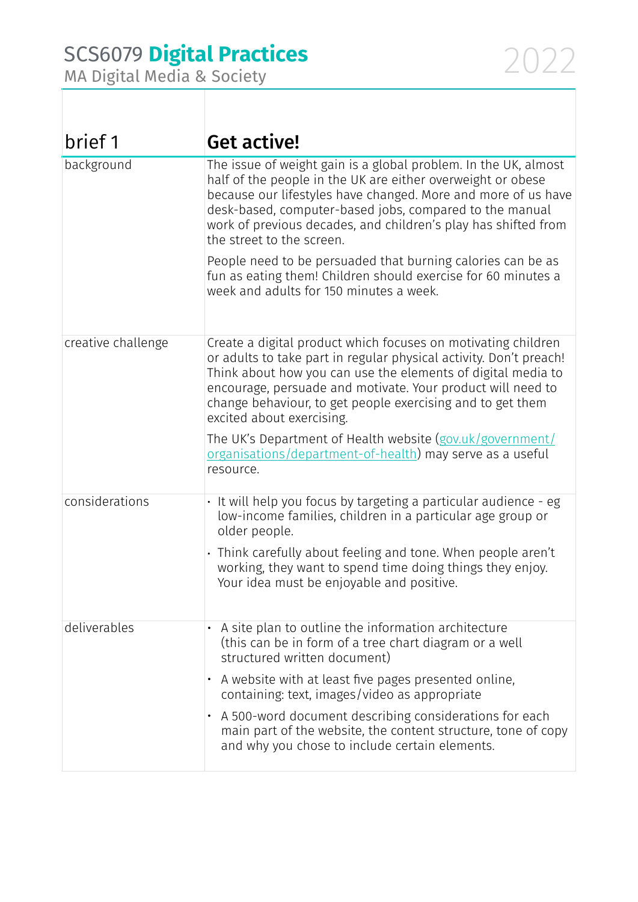| brief 1 | **Get active!** |
|---|---|
| background | The issue of weight gain is a global problem. In the UK, almost half of the people in the UK are either overweight or obese because our lifestyles have changed. More and more of us have desk-based, computer-based jobs, compared to the manual work of previous decades, and children's play has shifted from the street to the screen.<br><br>People need to be persuaded that burning calories can be as fun as eating them! Children should exercise for 60 minutes a week and adults for 150 minutes a week. |
| creative challenge | Create a digital product which focuses on motivating children or adults to take part in regular physical activity. Don't preach! Think about how you can use the elements of digital media to encourage, persuade and motivate. Your product will need to change behaviour, to get people exercising and to get them excited about exercising.<br><br>The UK's Department of Health website (gov.uk/government/organisations/department-of-health) may serve as a useful resource. |
| considerations | • It will help you focus by targeting a particular audience - eg low-income families, children in a particular age group or older people.<br><br>• Think carefully about feeling and tone. When people aren't working, they want to spend time doing things they enjoy. Your idea must be enjoyable and positive. |
| deliverables | • A site plan to outline the information architecture (this can be in form of a tree chart diagram or a well structured written document)<br><br>• A website with at least five pages presented online, containing: text, images/video as appropriate<br><br>• A 500-word document describing considerations for each main part of the website, the content structure, tone of copy and why you chose to include certain elements. |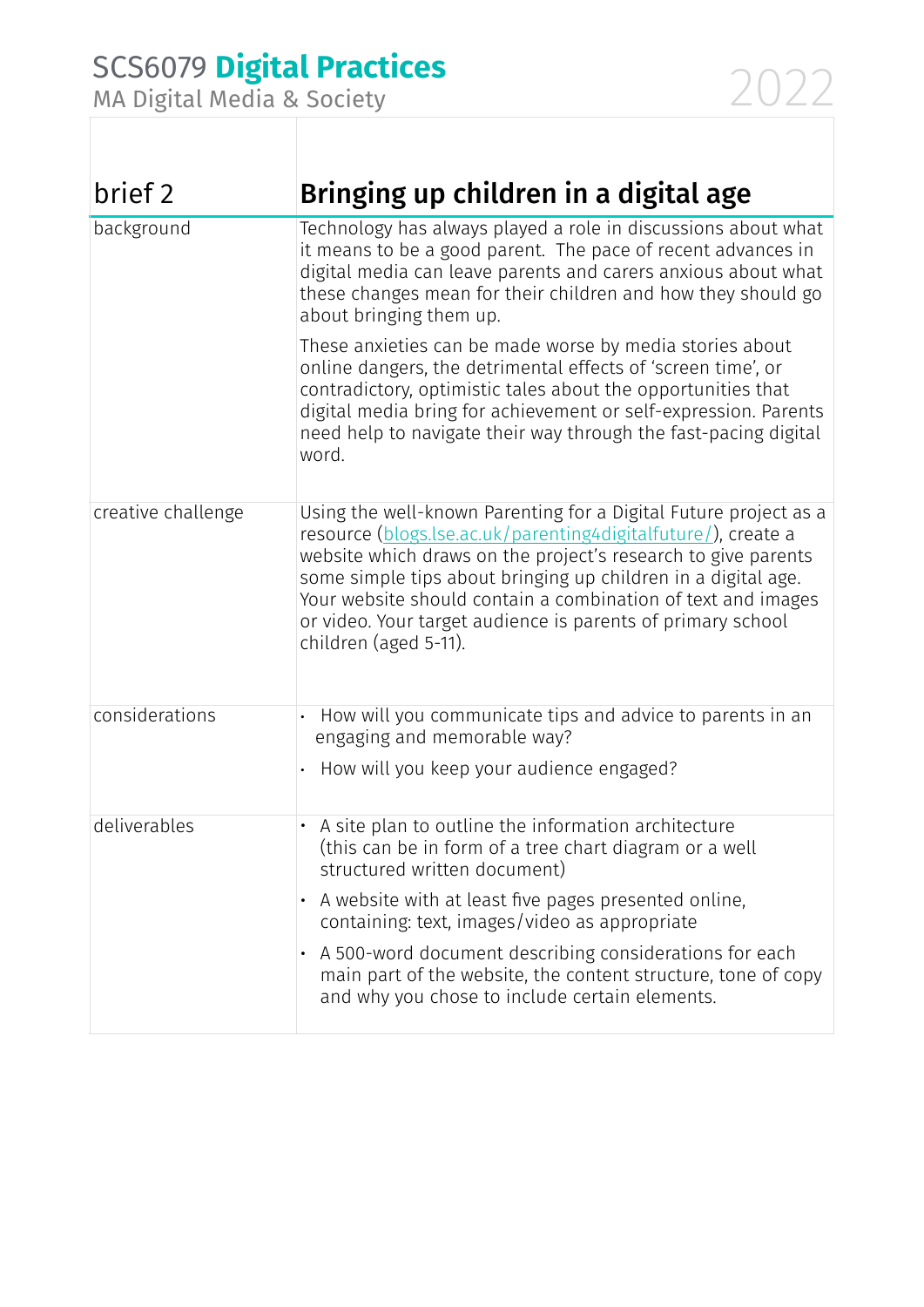# SCS6079 **Digital Practices**

MA Digital Media & Society

2022

| brief 2 | **Bringing up children in a digital age** |
|---|---|
| background | Technology has always played a role in discussions about what it means to be a good parent. The pace of recent advances in digital media can leave parents and carers anxious about what these changes mean for their children and how they should go about bringing them up.<br><br>These anxieties can be made worse by media stories about online dangers, the detrimental effects of 'screen time', or contradictory, optimistic tales about the opportunities that digital media bring for achievement or self-expression. Parents need help to navigate their way through the fast-pacing digital word. |
| creative challenge | Using the well-known Parenting for a Digital Future project as a resource (blogs.lse.ac.uk/parenting4digitalfuture/), create a website which draws on the project's research to give parents some simple tips about bringing up children in a digital age. Your website should contain a combination of text and images or video. Your target audience is parents of primary school children (aged 5-11). |
| considerations | • How will you communicate tips and advice to parents in an engaging and memorable way?<br><br>• How will you keep your audience engaged? |
| deliverables | • A site plan to outline the information architecture (this can be in form of a tree chart diagram or a well structured written document)<br><br>• A website with at least five pages presented online, containing: text, images/video as appropriate<br><br>• A 500-word document describing considerations for each main part of the website, the content structure, tone of copy and why you chose to include certain elements. |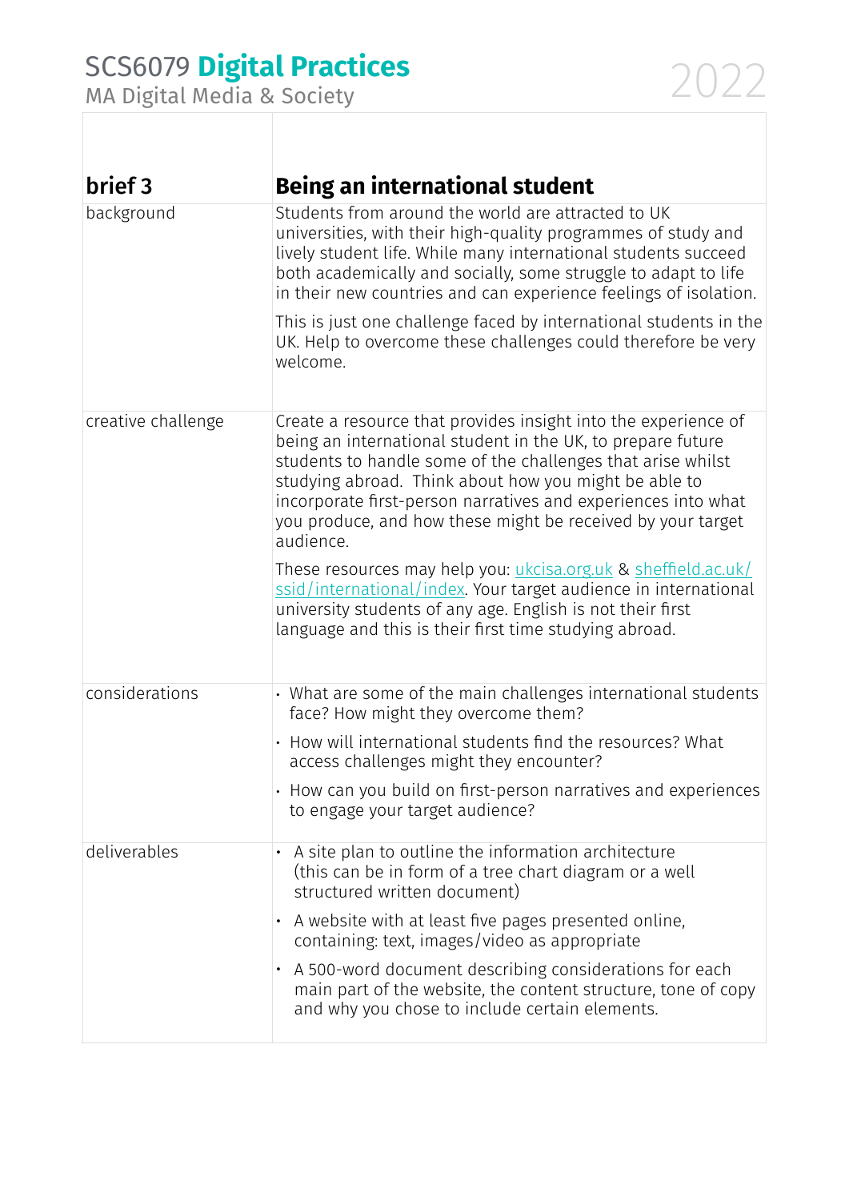# SCS6079 Digital Practices

MA Digital Media & Society

2022

| brief 3 | Being an international student |
|---|---|
| background | Students from around the world are attracted to UK universities, with their high-quality programmes of study and lively student life. While many international students succeed both academically and socially, some struggle to adapt to life in their new countries and can experience feelings of isolation.<br><br>This is just one challenge faced by international students in the UK. Help to overcome these challenges could therefore be very welcome. |
| creative challenge | Create a resource that provides insight into the experience of being an international student in the UK, to prepare future students to handle some of the challenges that arise whilst studying abroad. Think about how you might be able to incorporate first-person narratives and experiences into what you produce, and how these might be received by your target audience.<br><br>These resources may help you: ukcisa.org.uk & sheffield.ac.uk/ssid/international/index. Your target audience in international university students of any age. English is not their first language and this is their first time studying abroad. |
| considerations | • What are some of the main challenges international students face? How might they overcome them?<br>• How will international students find the resources? What access challenges might they encounter?<br>• How can you build on first-person narratives and experiences to engage your target audience? |
| deliverables | • A site plan to outline the information architecture (this can be in form of a tree chart diagram or a well structured written document)<br>• A website with at least five pages presented online, containing: text, images/video as appropriate<br>• A 500-word document describing considerations for each main part of the website, the content structure, tone of copy and why you chose to include certain elements. |